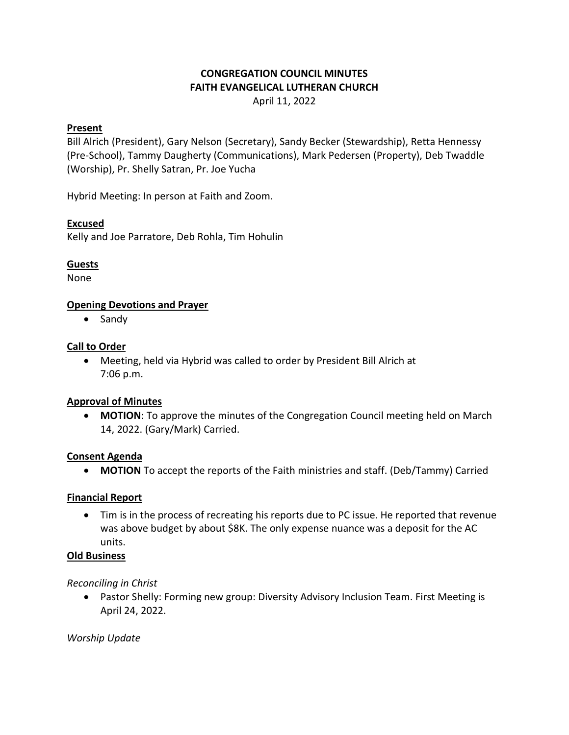# CONGREGATION COUNCIL MINUTES
# FAITH EVANGELICAL LUTHERAN CHURCH

April 11, 2022

**Present**

Bill Alrich (President), Gary Nelson (Secretary), Sandy Becker (Stewardship), Retta Hennessy (Pre-School), Tammy Daugherty (Communications), Mark Pedersen (Property), Deb Twaddle (Worship), Pr. Shelly Satran, Pr. Joe Yucha

Hybrid Meeting: In person at Faith and Zoom.

**Excused**

Kelly and Joe Parratore, Deb Rohla, Tim Hohulin

**Guests**

None

**Opening Devotions and Prayer**

- Sandy

**Call to Order**

- Meeting, held via Hybrid was called to order by President Bill Alrich at 7:06 p.m.

**Approval of Minutes**

- **MOTION**: To approve the minutes of the Congregation Council meeting held on March 14, 2022. (Gary/Mark) Carried.

**Consent Agenda**

- **MOTION** To accept the reports of the Faith ministries and staff. (Deb/Tammy) Carried

**Financial Report**

- Tim is in the process of recreating his reports due to PC issue. He reported that revenue was above budget by about $8K. The only expense nuance was a deposit for the AC units.

**Old Business**

*Reconciling in Christ*

- Pastor Shelly: Forming new group: Diversity Advisory Inclusion Team. First Meeting is April 24, 2022.

*Worship Update*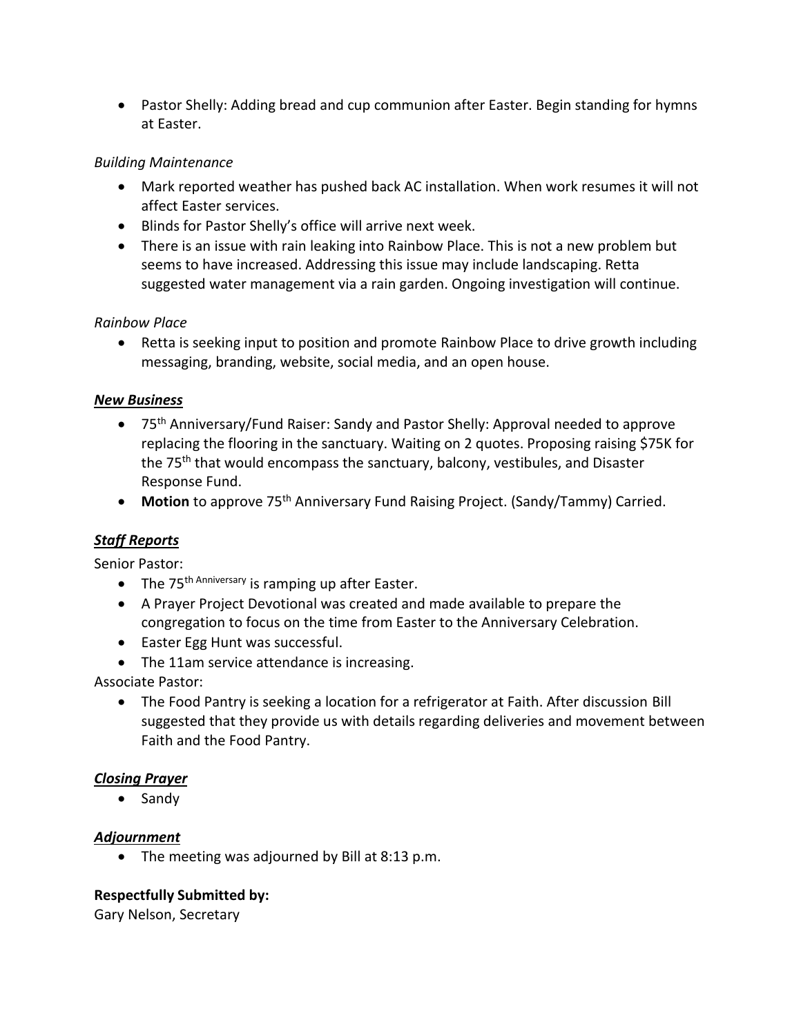- Pastor Shelly: Adding bread and cup communion after Easter. Begin standing for hymns at Easter.

*Building Maintenance*

- Mark reported weather has pushed back AC installation. When work resumes it will not affect Easter services.
- Blinds for Pastor Shelly's office will arrive next week.
- There is an issue with rain leaking into Rainbow Place. This is not a new problem but seems to have increased. Addressing this issue may include landscaping. Retta suggested water management via a rain garden. Ongoing investigation will continue.

*Rainbow Place*

- Retta is seeking input to position and promote Rainbow Place to drive growth including messaging, branding, website, social media, and an open house.

***New Business***

- 75th Anniversary/Fund Raiser: Sandy and Pastor Shelly: Approval needed to approve replacing the flooring in the sanctuary. Waiting on 2 quotes. Proposing raising $75K for the 75th that would encompass the sanctuary, balcony, vestibules, and Disaster Response Fund.
- **Motion** to approve 75th Anniversary Fund Raising Project. (Sandy/Tammy) Carried.

***Staff Reports***

Senior Pastor:

- The 75th Anniversary is ramping up after Easter.
- A Prayer Project Devotional was created and made available to prepare the congregation to focus on the time from Easter to the Anniversary Celebration.
- Easter Egg Hunt was successful.
- The 11am service attendance is increasing.

Associate Pastor:

- The Food Pantry is seeking a location for a refrigerator at Faith. After discussion Bill suggested that they provide us with details regarding deliveries and movement between Faith and the Food Pantry.

***Closing Prayer***

- Sandy

***Adjournment***

- The meeting was adjourned by Bill at 8:13 p.m.

**Respectfully Submitted by:**
Gary Nelson, Secretary